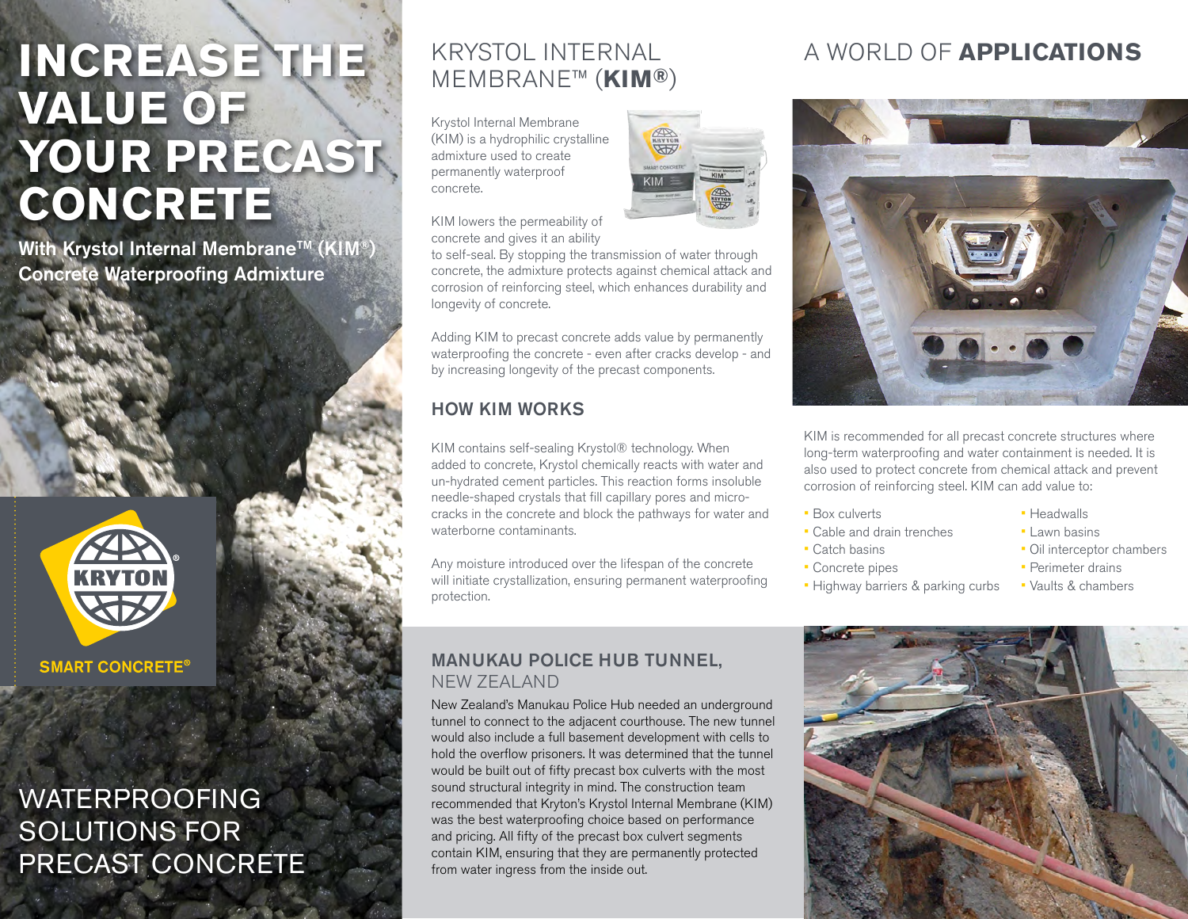# INCREASE THE VALUE OF YOUR PRECAST CONCRETE

**With Krystol Internal Membrane™ (KIM®) Concrete Waterproofing Admixture**

KRYTON®

SMART CONCRETE®

WATERPROOFING SOLUTIONS FOR PRECAST CONCRETE

## KRYSTOL INTERNAL MEMBRANE™ (KIM®)

Krystol Internal Membrane (KIM) is a hydrophilic crystalline admixture used to create permanently waterproof concrete.

KIM lowers the permeability of concrete and gives it an ability to self-seal. By stopping the transmission of water through concrete, the admixture protects against chemical attack and corrosion of reinforcing steel, which enhances durability and longevity of concrete.

Adding KIM to precast concrete adds value by permanently waterproofing the concrete - even after cracks develop - and by increasing longevity of the precast components.

### HOW KIM WORKS

KIM contains self-sealing Krystol® technology. When added to concrete, Krystol chemically reacts with water and un-hydrated cement particles. This reaction forms insoluble needle-shaped crystals that fill capillary pores and micro-cracks in the concrete and block the pathways for water and waterborne contaminants.

Any moisture introduced over the lifespan of the concrete will initiate crystallization, ensuring permanent waterproofing protection.

### MANUKAU POLICE HUB TUNNEL, NEW ZEALAND

New Zealand's Manukau Police Hub needed an underground tunnel to connect to the adjacent courthouse. The new tunnel would also include a full basement development with cells to hold the overflow prisoners. It was determined that the tunnel would be built out of fifty precast box culverts with the most sound structural integrity in mind. The construction team recommended that Kryton's Krystol Internal Membrane (KIM) was the best waterproofing choice based on performance and pricing. All fifty of the precast box culvert segments contain KIM, ensuring that they are permanently protected from water ingress from the inside out.

## A WORLD OF **APPLICATIONS**

KIM is recommended for all precast concrete structures where long-term waterproofing and water containment is needed. It is also used to protect concrete from chemical attack and prevent corrosion of reinforcing steel. KIM can add value to:

- Box culverts
- Cable and drain trenches
- Catch basins
- Concrete pipes
- Highway barriers & parking curbs
- Headwalls
- Lawn basins
- Oil interceptor chambers
- Perimeter drains
- Vaults & chambers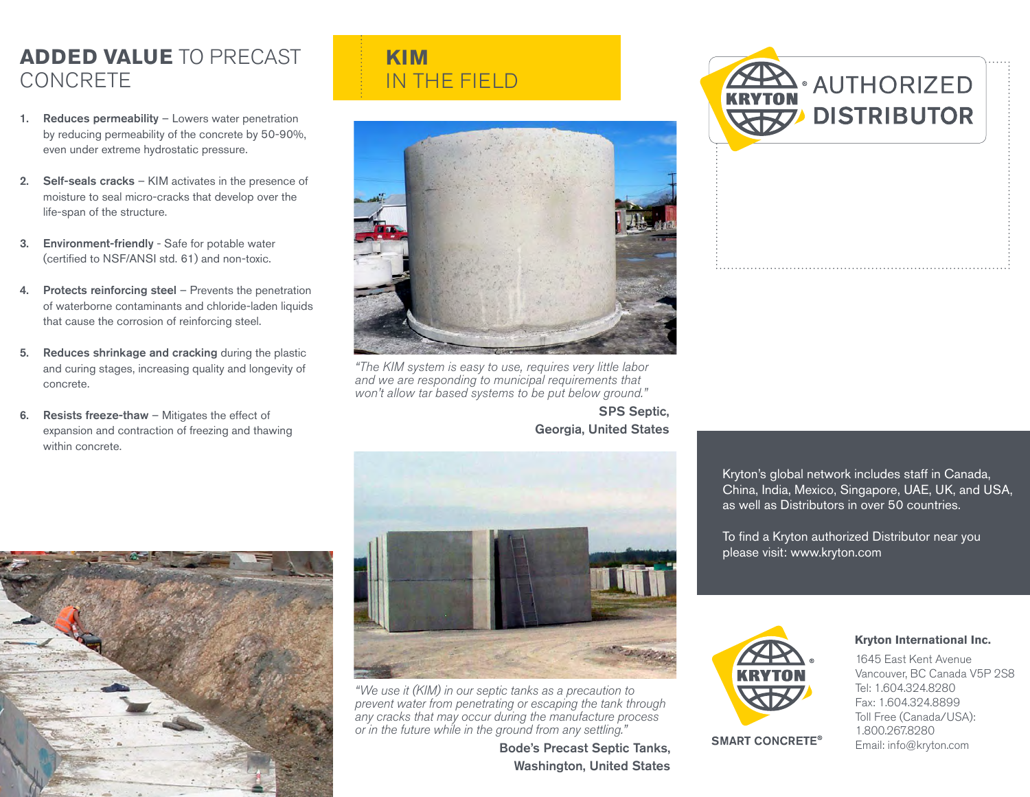## **ADDED VALUE** TO PRECAST CONCRETE

1. **Reduces permeability** – Lowers water penetration by reducing permeability of the concrete by 50-90%, even under extreme hydrostatic pressure.

2. **Self-seals cracks** – KIM activates in the presence of moisture to seal micro-cracks that develop over the life-span of the structure.

3. **Environment-friendly** - Safe for potable water (certified to NSF/ANSI std. 61) and non-toxic.

4. **Protects reinforcing steel** – Prevents the penetration of waterborne contaminants and chloride-laden liquids that cause the corrosion of reinforcing steel.

5. **Reduces shrinkage and cracking** during the plastic and curing stages, increasing quality and longevity of concrete.

6. **Resists freeze-thaw** – Mitigates the effect of expansion and contraction of freezing and thawing within concrete.

## **KIM** IN THE FIELD

*"The KIM system is easy to use, requires very little labor and we are responding to municipal requirements that won't allow tar based systems to be put below ground."*

**SPS Septic, Georgia, United States**

*"We use it (KIM) in our septic tanks as a precaution to prevent water from penetrating or escaping the tank through any cracks that may occur during the manufacture process or in the future while in the ground from any settling."*

**Bode's Precast Septic Tanks, Washington, United States**

KRYTON® AUTHORIZED DISTRIBUTOR

Kryton's global network includes staff in Canada, China, India, Mexico, Singapore, UAE, UK, and USA, as well as Distributors in over 50 countries.

To find a Kryton authorized Distributor near you please visit: www.kryton.com

KRYTON®

SMART CONCRETE®

**Kryton International Inc.**

1645 East Kent Avenue
Vancouver, BC Canada V5P 2S8
Tel: 1.604.324.8280
Fax: 1.604.324.8899
Toll Free (Canada/USA): 1.800.267.8280
Email: info@kryton.com